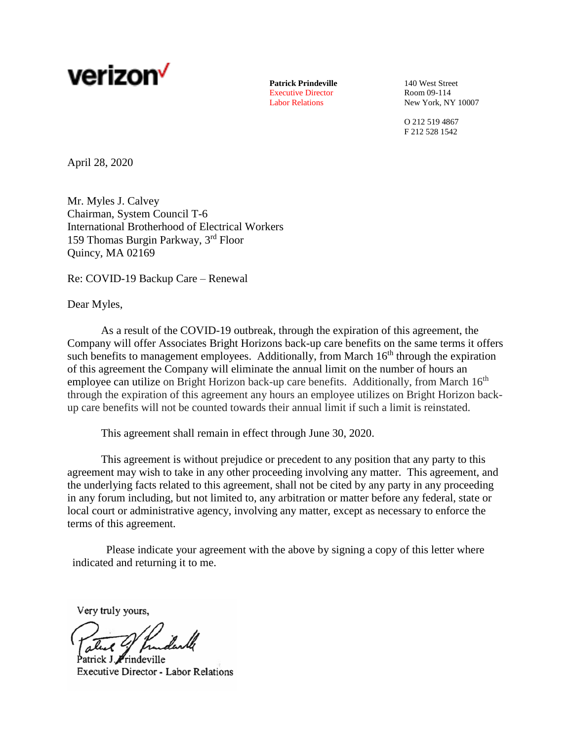verizon

**Patrick Prindeville**
Executive Director
Labor Relations

140 West Street
Room 09-114
New York, NY 10007

O 212 519 4867
F 212 528 1542

April 28, 2020

Mr. Myles J. Calvey
Chairman, System Council T-6
International Brotherhood of Electrical Workers
159 Thomas Burgin Parkway, 3rd Floor
Quincy, MA 02169

Re: COVID-19 Backup Care – Renewal

Dear Myles,

As a result of the COVID-19 outbreak, through the expiration of this agreement, the Company will offer Associates Bright Horizons back-up care benefits on the same terms it offers such benefits to management employees. Additionally, from March 16th through the expiration of this agreement the Company will eliminate the annual limit on the number of hours an employee can utilize on Bright Horizon back-up care benefits. Additionally, from March 16th through the expiration of this agreement any hours an employee utilizes on Bright Horizon back-up care benefits will not be counted towards their annual limit if such a limit is reinstated.

This agreement shall remain in effect through June 30, 2020.

This agreement is without prejudice or precedent to any position that any party to this agreement may wish to take in any other proceeding involving any matter. This agreement, and the underlying facts related to this agreement, shall not be cited by any party in any proceeding in any forum including, but not limited to, any arbitration or matter before any federal, state or local court or administrative agency, involving any matter, except as necessary to enforce the terms of this agreement.

Please indicate your agreement with the above by signing a copy of this letter where indicated and returning it to me.

Very truly yours,

Patrick J. Prindeville
Executive Director - Labor Relations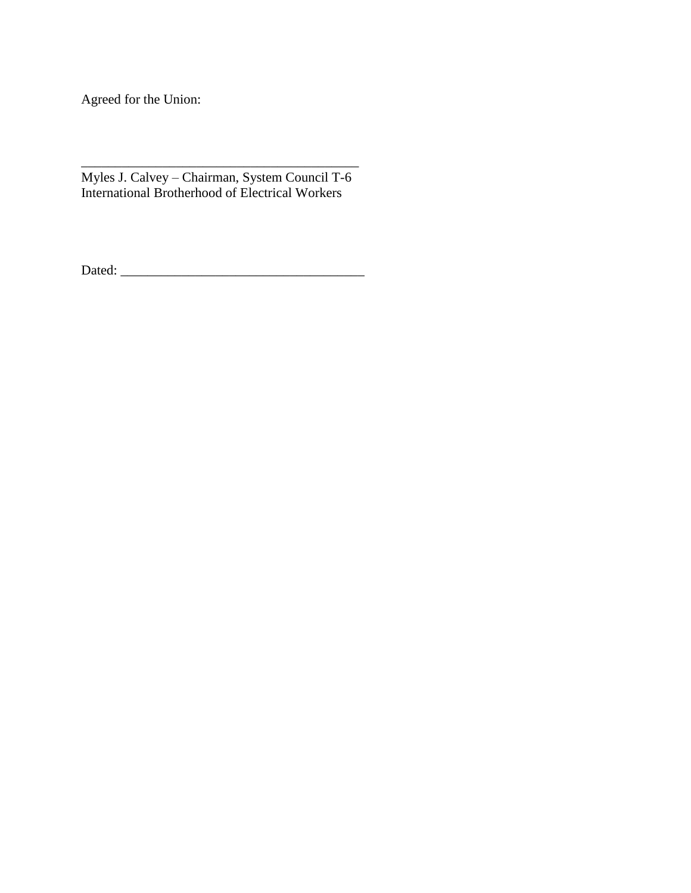Agreed for the Union:

\_\_\_\_\_\_\_\_\_\_\_\_\_\_\_\_\_\_\_\_\_\_\_\_\_\_\_\_\_\_\_\_\_\_\_\_\_\_\_\_\_\_

Myles J. Calvey – Chairman, System Council T-6
International Brotherhood of Electrical Workers

Dated: \_\_\_\_\_\_\_\_\_\_\_\_\_\_\_\_\_\_\_\_\_\_\_\_\_\_\_\_\_\_\_\_\_\_\_\_